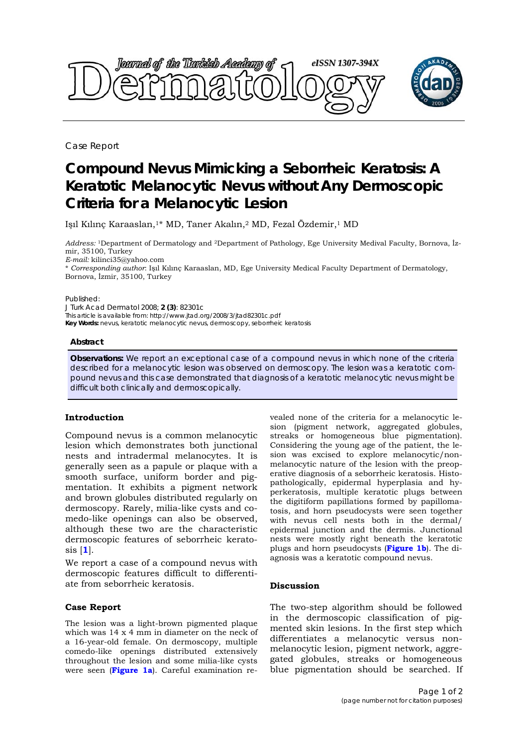Case Report

# Compound Nevus Mimicking a Seborrheic Keratosis: A Keratotic Melanocytic Nevus without Any Dermoscopic Criteria for a Melanocytic Lesion

Işıl Kılınç Karaaslan,[1]* MD, Taner Akalın,[2] MD, Fezal Özdemir,[1] MD

*Address:* [1]Department of Dermatology and [2]Department of Pathology, Ege University Medival Faculty, Bornova, İzmir, 35100, Turkey

*E-mail:* kilinci35@yahoo.com

* *Corresponding author*: Işıl Kılınç Karaaslan, MD, Ege University Medical Faculty Department of Dermatology, Bornova, İzmir, 35100, Turkey

Published:

J Turk Acad Dermatol 2008; **2 (3)**: 82301c

This article is available from: http://www.jtad.org/2008/3/jtad82301c.pdf

**Key Words:** nevus, keratotic melanocytic nevus, dermoscopy, seborrheic keratosis

## Abstract

**Observations:** We report an exceptional case of a compound nevus in which none of the criteria described for a melanocytic lesion was observed on dermoscopy. The lesion was a keratotic compound nevus and this case demonstrated that diagnosis of a keratotic melanocytic nevus might be difficult both clinically and dermoscopically.

## Introduction

Compound nevus is a common melanocytic lesion which demonstrates both junctional nests and intradermal melanocytes. It is generally seen as a papule or plaque with a smooth surface, uniform border and pigmentation. It exhibits a pigment network and brown globules distributed regularly on dermoscopy. Rarely, milia-like cysts and comedo-like openings can also be observed, although these two are the characteristic dermoscopic features of seborrheic keratosis [**1**].

We report a case of a compound nevus with dermoscopic features difficult to differentiate from seborrheic keratosis.

## Case Report

The lesion was a light-brown pigmented plaque which was 14 x 4 mm in diameter on the neck of a 16-year-old female. On dermoscopy, multiple comedo-like openings distributed extensively throughout the lesion and some milia-like cysts were seen (**Figure 1a**). Careful examination revealed none of the criteria for a melanocytic lesion (pigment network, aggregated globules, streaks or homogeneous blue pigmentation). Considering the young age of the patient, the lesion was excised to explore melanocytic/non-melanocytic nature of the lesion with the preoperative diagnosis of a seborrheic keratosis. Histopathologically, epidermal hyperplasia and hyperkeratosis, multiple keratotic plugs between the digitiform papillations formed by papillomatosis, and horn pseudocysts were seen together with nevus cell nests both in the dermal/epidermal junction and the dermis. Junctional nests were mostly right beneath the keratotic plugs and horn pseudocysts (**Figure 1b**). The diagnosis was a keratotic compound nevus.

## Discussion

The two-step algorithm should be followed in the dermoscopic classification of pigmented skin lesions. In the first step which differentiates a melanocytic versus non-melanocytic lesion, pigment network, aggregated globules, streaks or homogeneous blue pigmentation should be searched. If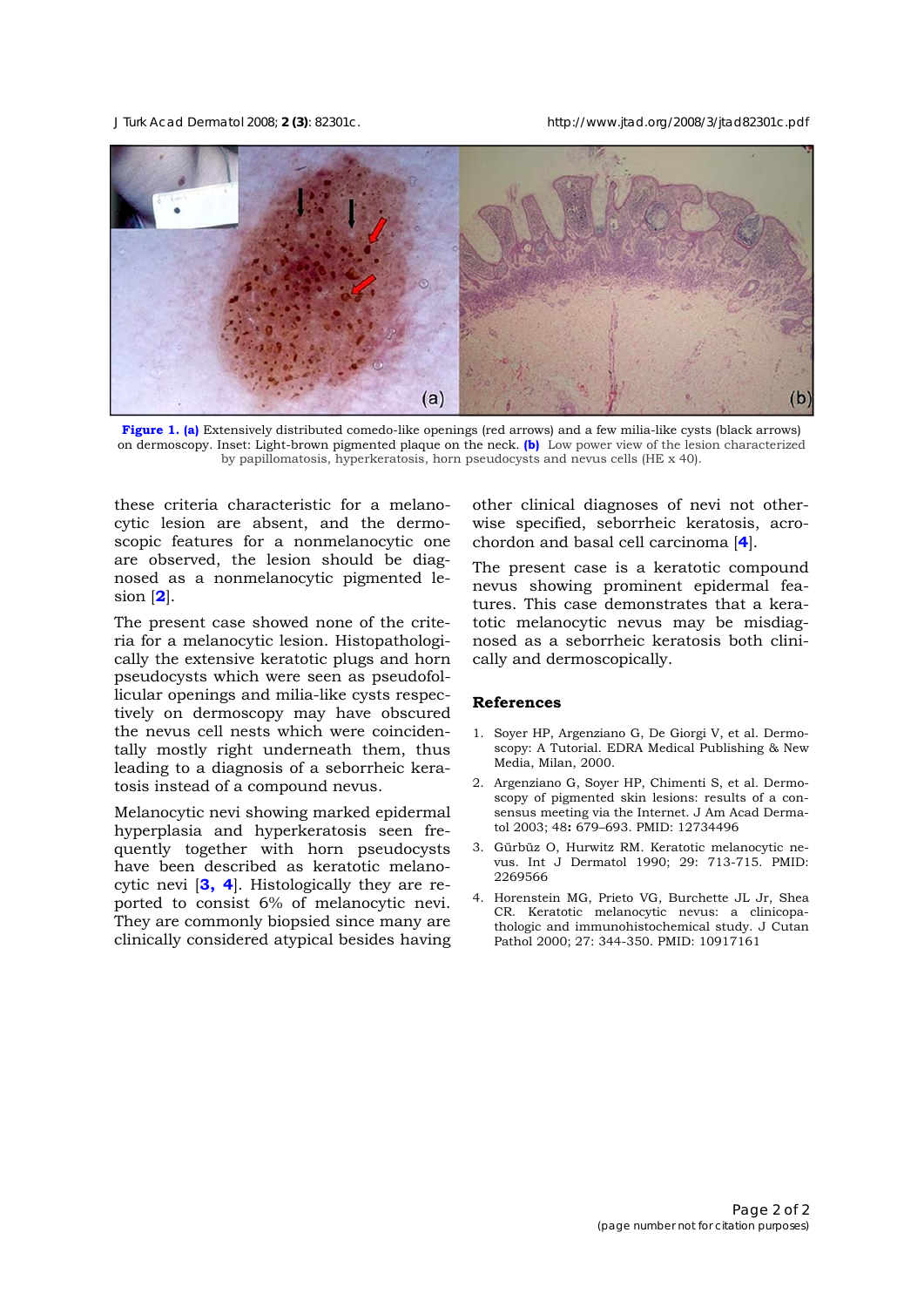Figure 1. (a) Extensively distributed comedo-like openings (red arrows) and a few milia-like cysts (black arrows) on dermoscopy. Inset: Light-brown pigmented plaque on the neck. (b) Low power view of the lesion characterized by papillomatosis, hyperkeratosis, horn pseudocysts and nevus cells (HE x 40).

these criteria characteristic for a melanocytic lesion are absent, and the dermoscopic features for a nonmelanocytic one are observed, the lesion should be diagnosed as a nonmelanocytic pigmented lesion [2].

The present case showed none of the criteria for a melanocytic lesion. Histopathologically the extensive keratotic plugs and horn pseudocysts which were seen as pseudofollicular openings and milia-like cysts respectively on dermoscopy may have obscured the nevus cell nests which were coincidentally mostly right underneath them, thus leading to a diagnosis of a seborrheic keratosis instead of a compound nevus.

Melanocytic nevi showing marked epidermal hyperplasia and hyperkeratosis seen frequently together with horn pseudocysts have been described as keratotic melanocytic nevi [3, 4]. Histologically they are reported to consist 6% of melanocytic nevi. They are commonly biopsied since many are clinically considered atypical besides having other clinical diagnoses of nevi not otherwise specified, seborrheic keratosis, acrochordon and basal cell carcinoma [4].

The present case is a keratotic compound nevus showing prominent epidermal features. This case demonstrates that a keratotic melanocytic nevus may be misdiagnosed as a seborrheic keratosis both clinically and dermoscopically.

## References

1. Soyer HP, Argenziano G, De Giorgi V, et al. Dermoscopy: A Tutorial. EDRA Medical Publishing & New Media, Milan, 2000.
2. Argenziano G, Soyer HP, Chimenti S, et al. Dermoscopy of pigmented skin lesions: results of a consensus meeting via the Internet. J Am Acad Dermatol 2003; 48: 679–693. PMID: 12734496
3. Gürbüz O, Hurwitz RM. Keratotic melanocytic nevus. Int J Dermatol 1990; 29: 713-715. PMID: 2269566
4. Horenstein MG, Prieto VG, Burchette JL Jr, Shea CR. Keratotic melanocytic nevus: a clinicopathologic and immunohistochemical study. J Cutan Pathol 2000; 27: 344-350. PMID: 10917161